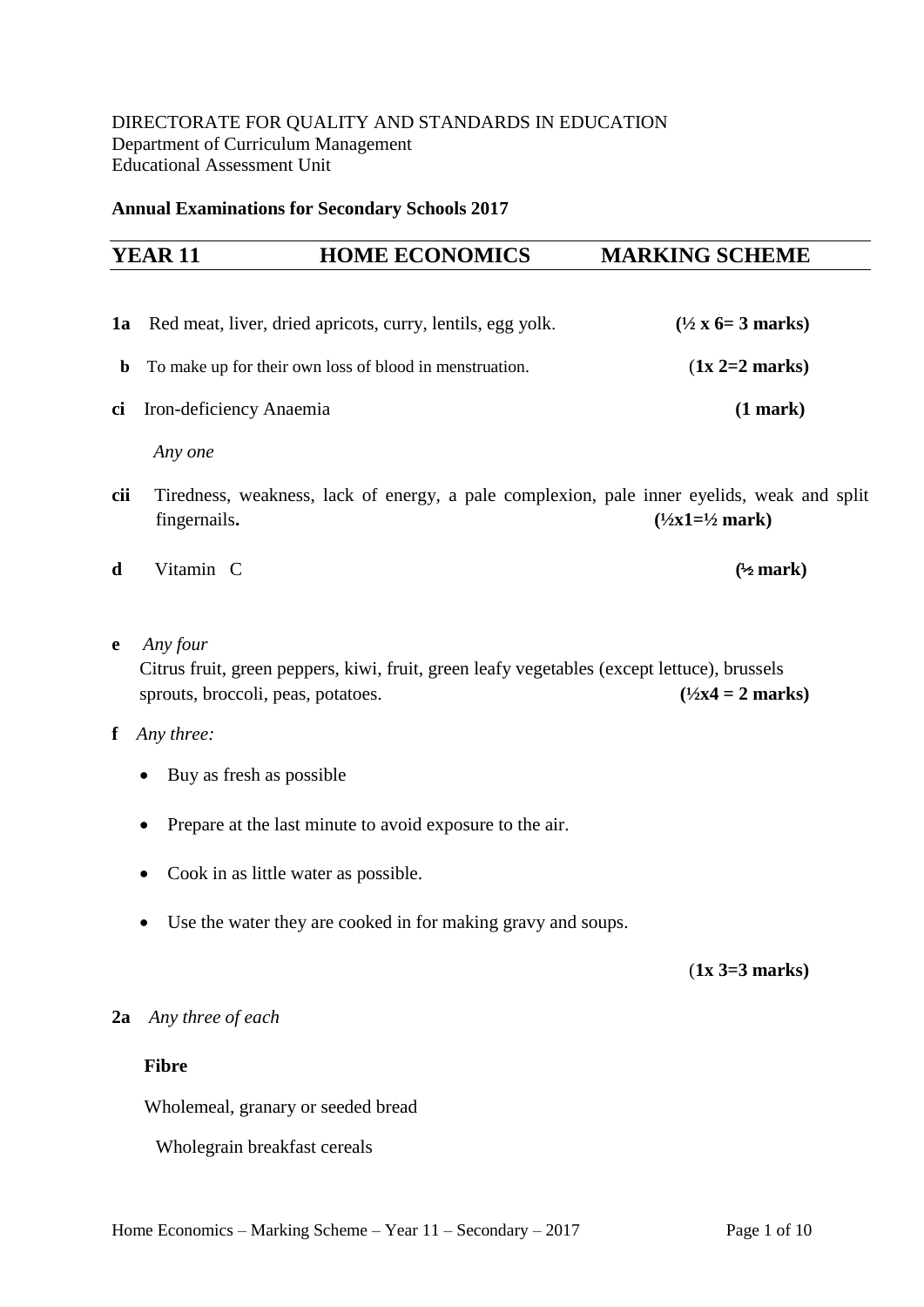DIRECTORATE FOR QUALITY AND STANDARDS IN EDUCATION
Department of Curriculum Management
Educational Assessment Unit

**Annual Examinations for Secondary Schools 2017**

| **YEAR 11** | **HOME ECONOMICS** | **MARKING SCHEME** |
|---|---|---|

**1a** Red meat, liver, dried apricots, curry, lentils, egg yolk. **(½ x 6= 3 marks)**

**b** To make up for their own loss of blood in menstruation. **(1x 2=2 marks)**

**ci** Iron-deficiency Anaemia **(1 mark)**

*Any one*

**cii** Tiredness, weakness, lack of energy, a pale complexion, pale inner eyelids, weak and split fingernails**.** **(½x1=½ mark)**

**d** Vitamin C **(½ mark)**

**e** *Any four*
Citrus fruit, green peppers, kiwi, fruit, green leafy vegetables (except lettuce), brussels sprouts, broccoli, peas, potatoes. **(½x4 = 2 marks)**

**f** *Any three:*

- Buy as fresh as possible
- Prepare at the last minute to avoid exposure to the air.
- Cook in as little water as possible.
- Use the water they are cooked in for making gravy and soups.

**(1x 3=3 marks)**

**2a** *Any three of each*

**Fibre**

Wholemeal, granary or seeded bread

Wholegrain breakfast cereals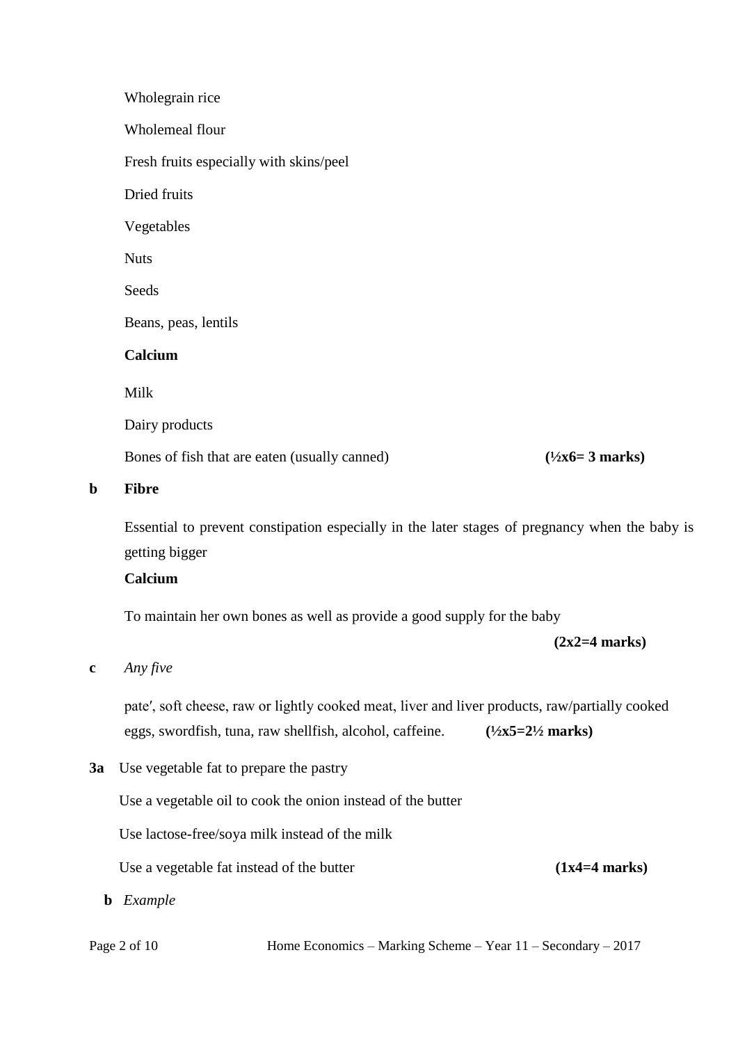Wholegrain rice

Wholemeal flour

Fresh fruits especially with skins/peel

Dried fruits

Vegetables

Nuts

Seeds

Beans, peas, lentils

**Calcium**

Milk

Dairy products

Bones of fish that are eaten (usually canned) **(½x6= 3 marks)**

**b** **Fibre**

Essential to prevent constipation especially in the later stages of pregnancy when the baby is getting bigger

**Calcium**

To maintain her own bones as well as provide a good supply for the baby

**(2x2=4 marks)**

**c** *Any five*

pate′, soft cheese, raw or lightly cooked meat, liver and liver products, raw/partially cooked eggs, swordfish, tuna, raw shellfish, alcohol, caffeine. **(½x5=2½ marks)**

**3a** Use vegetable fat to prepare the pastry

Use a vegetable oil to cook the onion instead of the butter

Use lactose-free/soya milk instead of the milk

Use a vegetable fat instead of the butter **(1x4=4 marks)**

**b** *Example*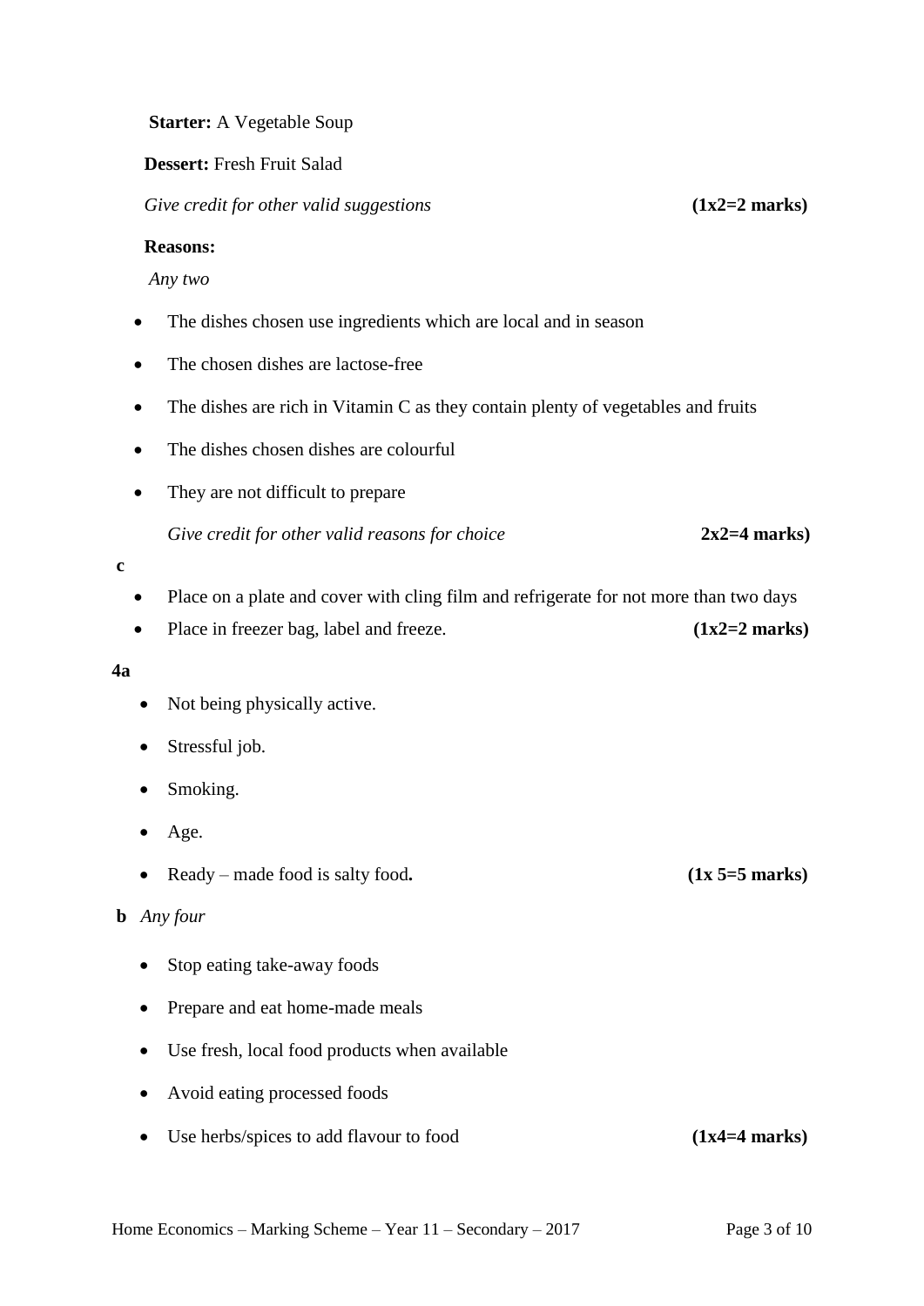**Starter:** A Vegetable Soup

**Dessert:** Fresh Fruit Salad

*Give credit for other valid suggestions* **(1x2=2 marks)**

**Reasons:**

*Any two*

- The dishes chosen use ingredients which are local and in season
- The chosen dishes are lactose-free
- The dishes are rich in Vitamin C as they contain plenty of vegetables and fruits
- The dishes chosen dishes are colourful
- They are not difficult to prepare

  *Give credit for other valid reasons for choice* **2x2=4 marks)**

**c**

- Place on a plate and cover with cling film and refrigerate for not more than two days
- Place in freezer bag, label and freeze. **(1x2=2 marks)**

**4a**

- Not being physically active.
- Stressful job.
- Smoking.
- Age.
- Ready – made food is salty food**.** **(1x 5=5 marks)**

**b** *Any four*

- Stop eating take-away foods
- Prepare and eat home-made meals
- Use fresh, local food products when available
- Avoid eating processed foods
- Use herbs/spices to add flavour to food **(1x4=4 marks)**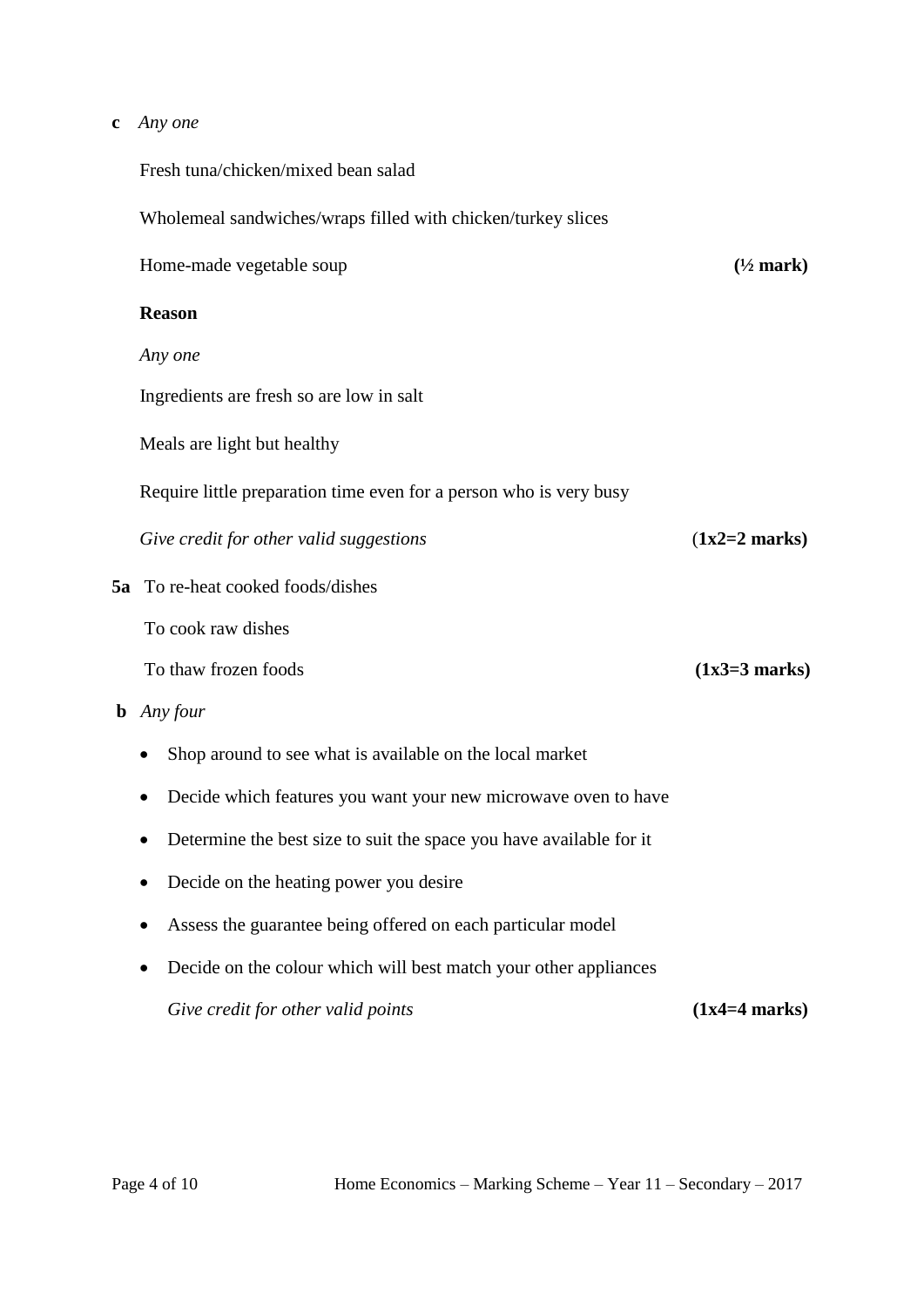**c** *Any one*

Fresh tuna/chicken/mixed bean salad

Wholemeal sandwiches/wraps filled with chicken/turkey slices

Home-made vegetable soup **(½ mark)**

**Reason**

*Any one*

Ingredients are fresh so are low in salt

Meals are light but healthy

Require little preparation time even for a person who is very busy

*Give credit for other valid suggestions* (**1x2=2 marks)**

**5a** To re-heat cooked foods/dishes

To cook raw dishes

To thaw frozen foods **(1x3=3 marks)**

**b** *Any four*

- Shop around to see what is available on the local market
- Decide which features you want your new microwave oven to have
- Determine the best size to suit the space you have available for it
- Decide on the heating power you desire
- Assess the guarantee being offered on each particular model
- Decide on the colour which will best match your other appliances

*Give credit for other valid points* **(1x4=4 marks)**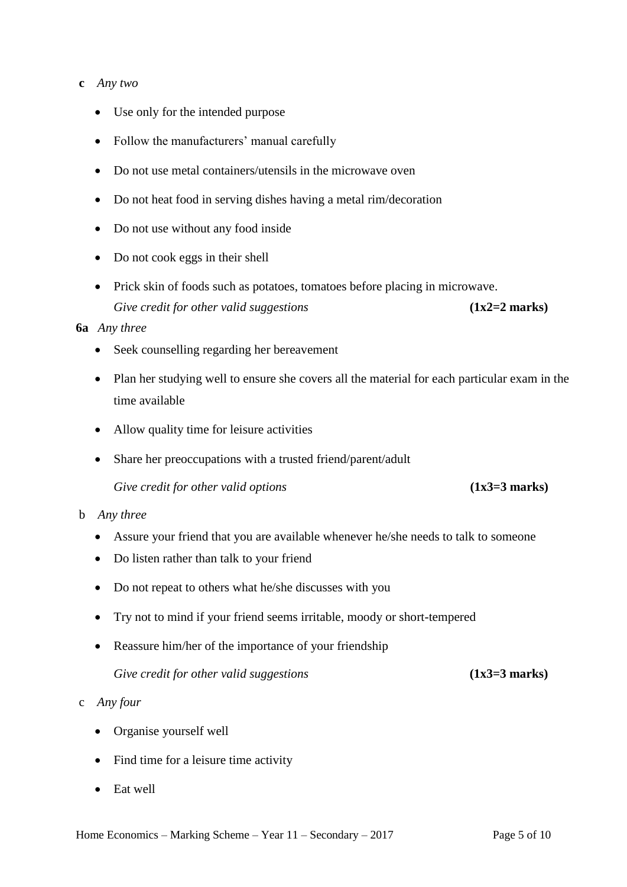**c** *Any two*

- Use only for the intended purpose
- Follow the manufacturers' manual carefully
- Do not use metal containers/utensils in the microwave oven
- Do not heat food in serving dishes having a metal rim/decoration
- Do not use without any food inside
- Do not cook eggs in their shell
- Prick skin of foods such as potatoes, tomatoes before placing in microwave.

*Give credit for other valid suggestions* **(1x2=2 marks)**

**6a** *Any three*

- Seek counselling regarding her bereavement
- Plan her studying well to ensure she covers all the material for each particular exam in the time available
- Allow quality time for leisure activities
- Share her preoccupations with a trusted friend/parent/adult

*Give credit for other valid options* **(1x3=3 marks)**

b *Any three*

- Assure your friend that you are available whenever he/she needs to talk to someone
- Do listen rather than talk to your friend
- Do not repeat to others what he/she discusses with you
- Try not to mind if your friend seems irritable, moody or short-tempered
- Reassure him/her of the importance of your friendship

*Give credit for other valid suggestions* **(1x3=3 marks)**

c *Any four*

- Organise yourself well
- Find time for a leisure time activity
- Eat well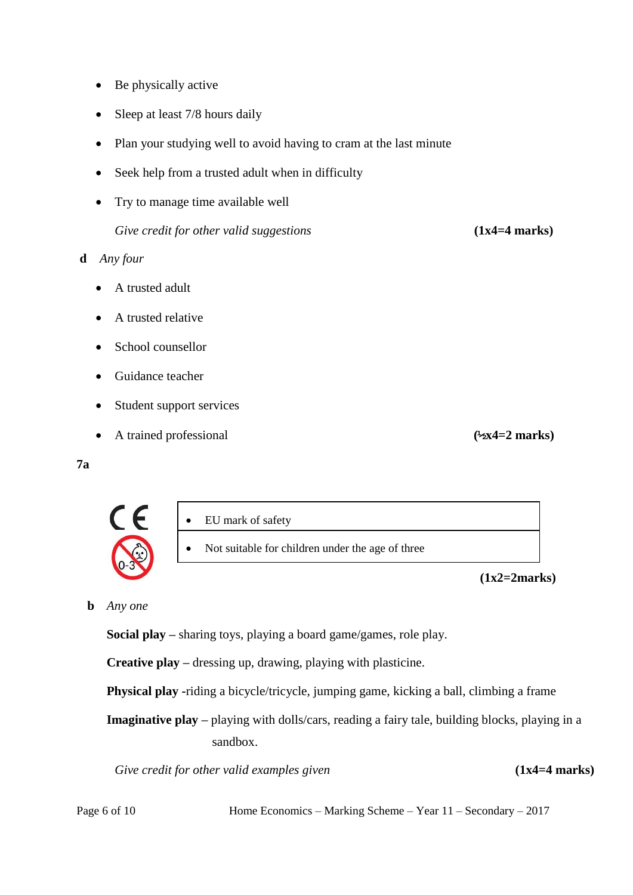- Be physically active
- Sleep at least 7/8 hours daily
- Plan your studying well to avoid having to cram at the last minute
- Seek help from a trusted adult when in difficulty
- Try to manage time available well

*Give credit for other valid suggestions* **(1x4=4 marks)**

**d** *Any four*

- A trusted adult
- A trusted relative
- School counsellor
- Guidance teacher
- Student support services
- A trained professional **(½x4=2 marks)**

**7a**

| | |
|---|---|
| CE | • EU mark of safety |
| 0-3 | • Not suitable for children under the age of three |

**(1x2=2marks)**

**b** *Any one*

**Social play** – sharing toys, playing a board game/games, role play.

**Creative play** – dressing up, drawing, playing with plasticine.

**Physical play** -riding a bicycle/tricycle, jumping game, kicking a ball, climbing a frame

**Imaginative play** – playing with dolls/cars, reading a fairy tale, building blocks, playing in a sandbox.

*Give credit for other valid examples given* **(1x4=4 marks)**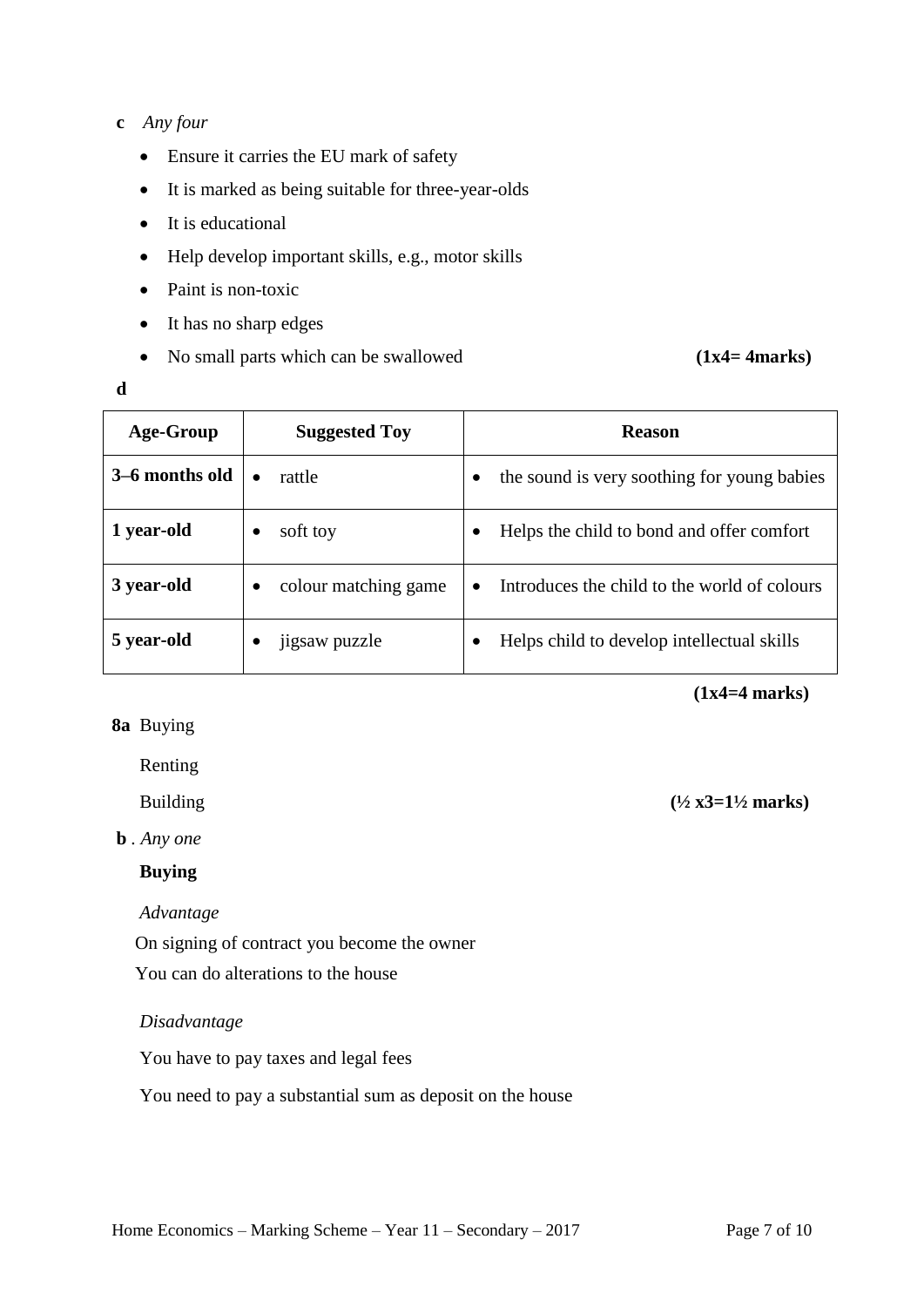**c** *Any four*

- Ensure it carries the EU mark of safety
- It is marked as being suitable for three-year-olds
- It is educational
- Help develop important skills, e.g., motor skills
- Paint is non-toxic
- It has no sharp edges
- No small parts which can be swallowed **(1x4= 4marks)**

**d**

| Age-Group | Suggested Toy | Reason |
|---|---|---|
| **3–6 months old** | • rattle | • the sound is very soothing for young babies |
| **1 year-old** | • soft toy | • Helps the child to bond and offer comfort |
| **3 year-old** | • colour matching game | • Introduces the child to the world of colours |
| **5 year-old** | • jigsaw puzzle | • Helps child to develop intellectual skills |

**(1x4=4 marks)**

**8a** Buying

Renting

Building **(½ x3=1½ marks)**

**b** . *Any one*

**Buying**

*Advantage*

On signing of contract you become the owner

You can do alterations to the house

*Disadvantage*

You have to pay taxes and legal fees

You need to pay a substantial sum as deposit on the house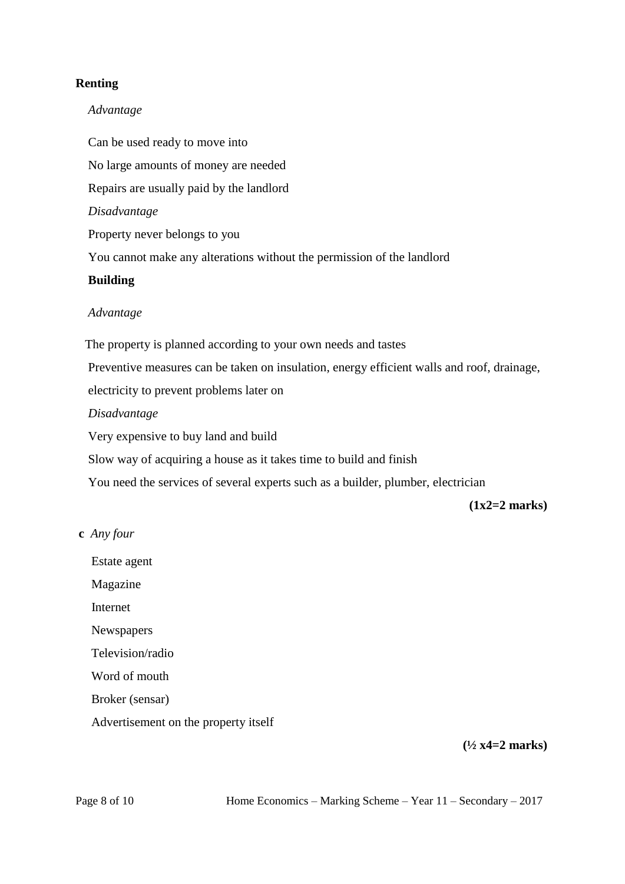**Renting**

*Advantage*

Can be used ready to move into

No large amounts of money are needed

Repairs are usually paid by the landlord

*Disadvantage*

Property never belongs to you

You cannot make any alterations without the permission of the landlord

**Building**

*Advantage*

The property is planned according to your own needs and tastes

Preventive measures can be taken on insulation, energy efficient walls and roof, drainage, electricity to prevent problems later on

*Disadvantage*

Very expensive to buy land and build

Slow way of acquiring a house as it takes time to build and finish

You need the services of several experts such as a builder, plumber, electrician

**(1x2=2 marks)**

**c** *Any four*

Estate agent

Magazine

Internet

Newspapers

Television/radio

Word of mouth

Broker (sensar)

Advertisement on the property itself

**(½ x4=2 marks)**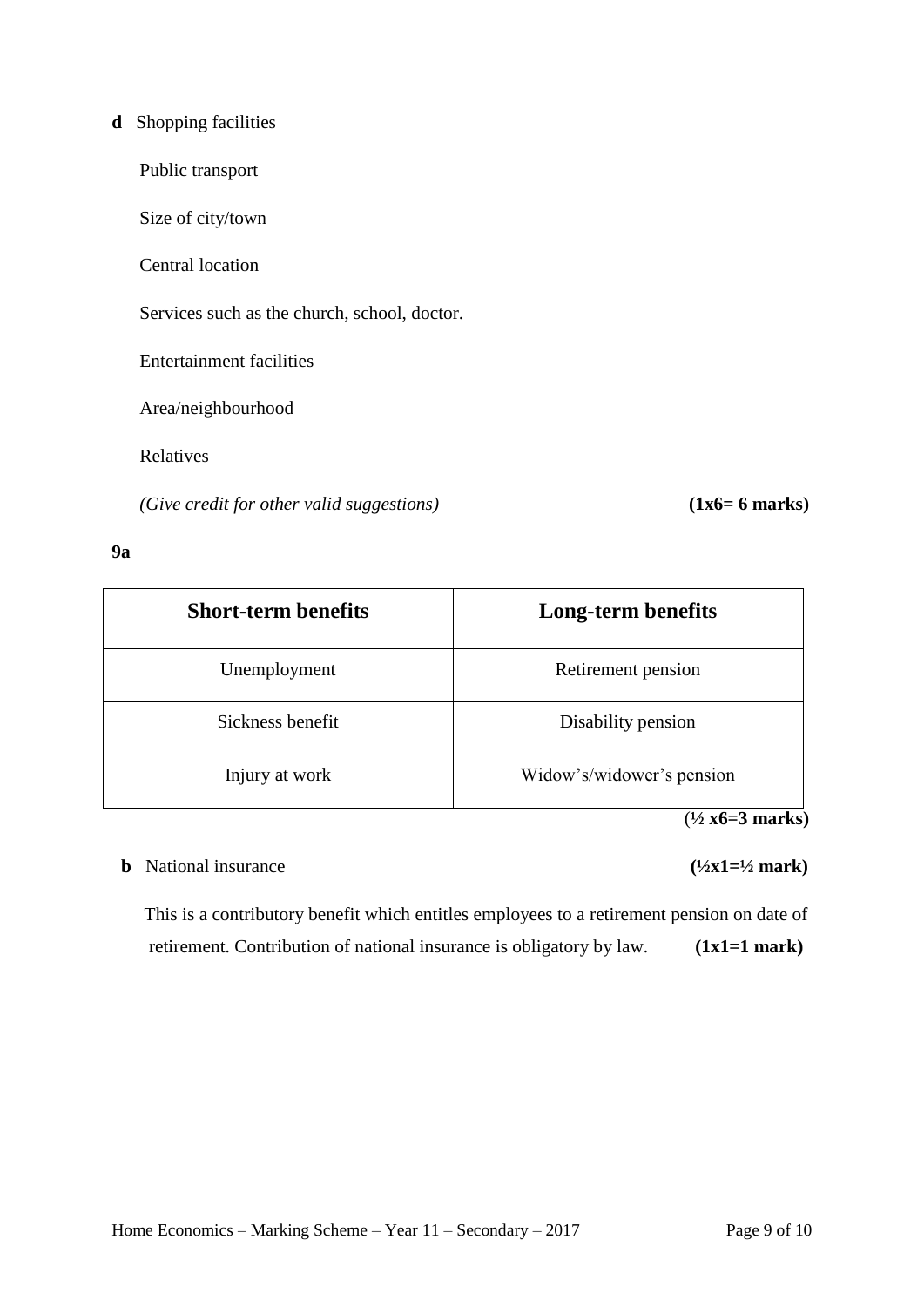**d** Shopping facilities

Public transport

Size of city/town

Central location

Services such as the church, school, doctor.

Entertainment facilities

Area/neighbourhood

Relatives

*(Give credit for other valid suggestions)* **(1x6= 6 marks)**

**9a**

| Short-term benefits | Long-term benefits |
|---|---|
| Unemployment | Retirement pension |
| Sickness benefit | Disability pension |
| Injury at work | Widow's/widower's pension |

**(½ x6=3 marks)**

**b** National insurance **(½x1=½ mark)**

This is a contributory benefit which entitles employees to a retirement pension on date of retirement. Contribution of national insurance is obligatory by law. **(1x1=1 mark)**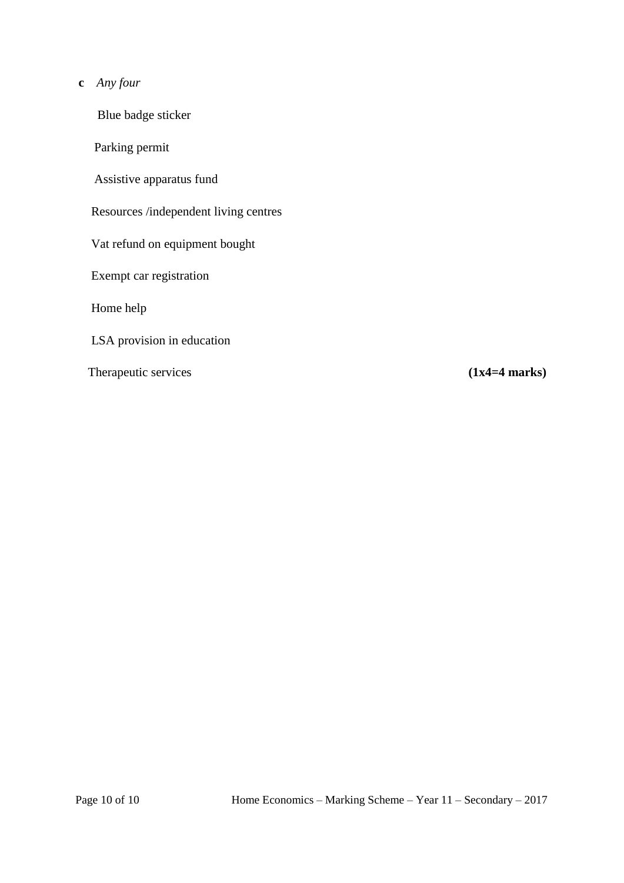**c** *Any four*

Blue badge sticker

Parking permit

Assistive apparatus fund

Resources /independent living centres

Vat refund on equipment bought

Exempt car registration

Home help

LSA provision in education

Therapeutic services **(1x4=4 marks)**